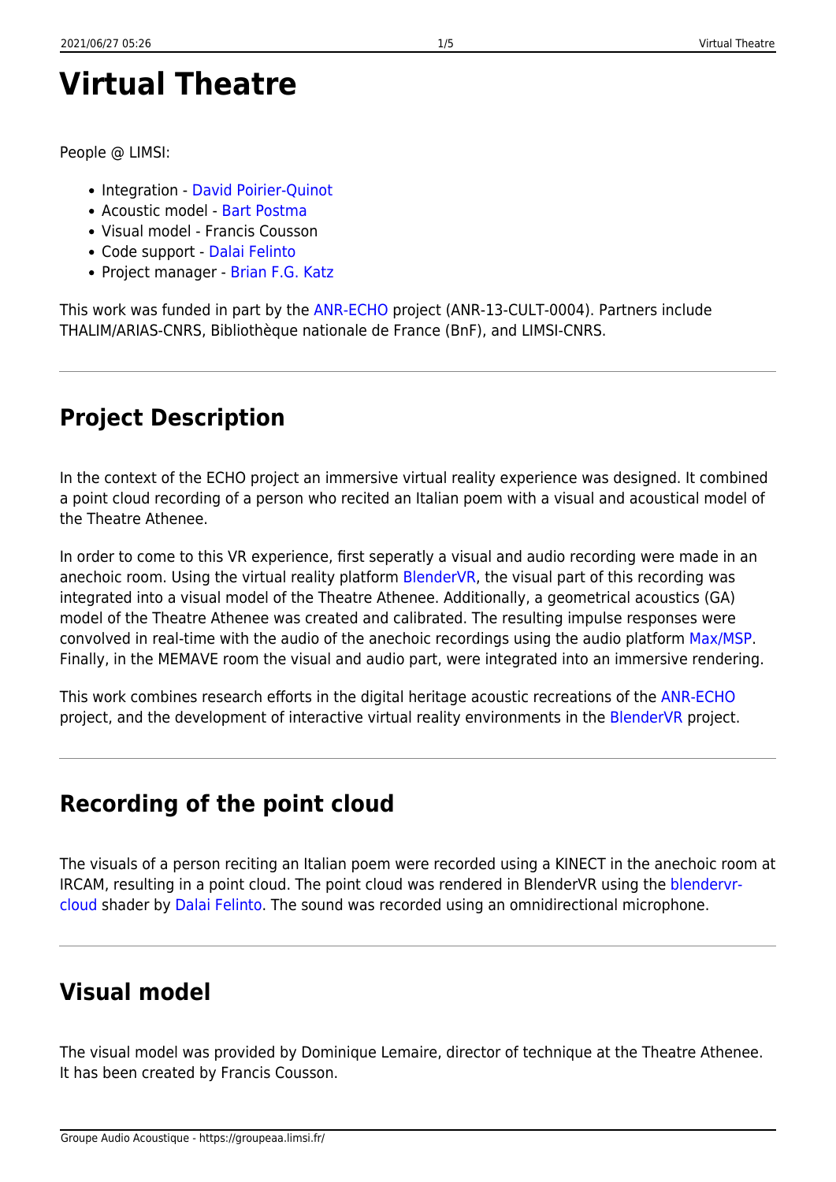# Virtual Theatre

People @ LIMSI:

- Integration - David Poirier-Quinot
- Acoustic model - Bart Postma
- Visual model - Francis Cousson
- Code support - Dalai Felinto
- Project manager - Brian F.G. Katz

This work was funded in part by the ANR-ECHO project (ANR-13-CULT-0004). Partners include THALIM/ARIAS-CNRS, Bibliothèque nationale de France (BnF), and LIMSI-CNRS.

---

## Project Description

In the context of the ECHO project an immersive virtual reality experience was designed. It combined a point cloud recording of a person who recited an Italian poem with a visual and acoustical model of the Theatre Athenee.

In order to come to this VR experience, first seperatly a visual and audio recording were made in an anechoic room. Using the virtual reality platform BlenderVR, the visual part of this recording was integrated into a visual model of the Theatre Athenee. Additionally, a geometrical acoustics (GA) model of the Theatre Athenee was created and calibrated. The resulting impulse responses were convolved in real-time with the audio of the anechoic recordings using the audio platform Max/MSP. Finally, in the MEMAVE room the visual and audio part, were integrated into an immersive rendering.

This work combines research efforts in the digital heritage acoustic recreations of the ANR-ECHO project, and the development of interactive virtual reality environments in the BlenderVR project.

---

## Recording of the point cloud

The visuals of a person reciting an Italian poem were recorded using a KINECT in the anechoic room at IRCAM, resulting in a point cloud. The point cloud was rendered in BlenderVR using the blendervr-cloud shader by Dalai Felinto. The sound was recorded using an omnidirectional microphone.

---

## Visual model

The visual model was provided by Dominique Lemaire, director of technique at the Theatre Athenee. It has been created by Francis Cousson.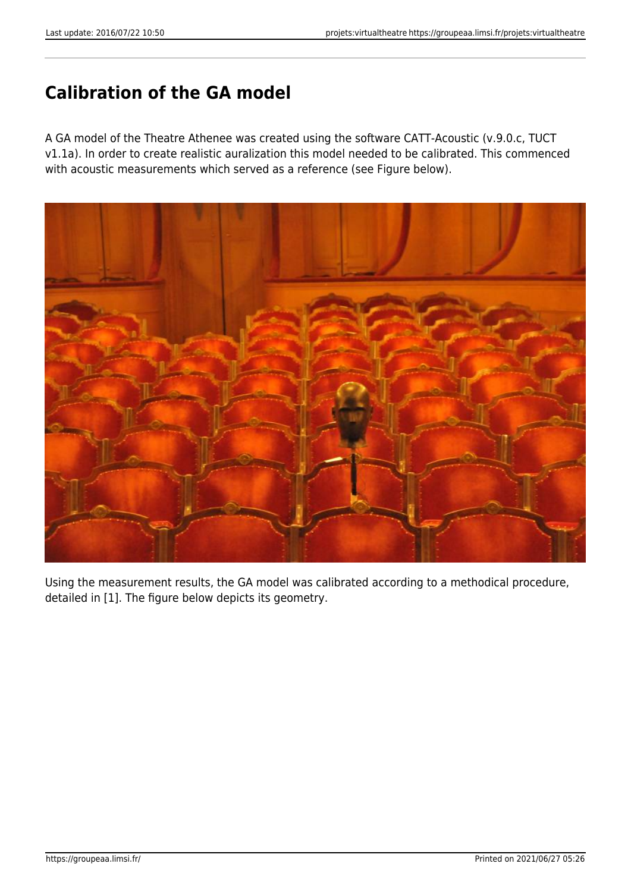## Calibration of the GA model

A GA model of the Theatre Athenee was created using the software CATT-Acoustic (v.9.0.c, TUCT v1.1a). In order to create realistic auralization this model needed to be calibrated. This commenced with acoustic measurements which served as a reference (see Figure below).

Using the measurement results, the GA model was calibrated according to a methodical procedure, detailed in [1]. The figure below depicts its geometry.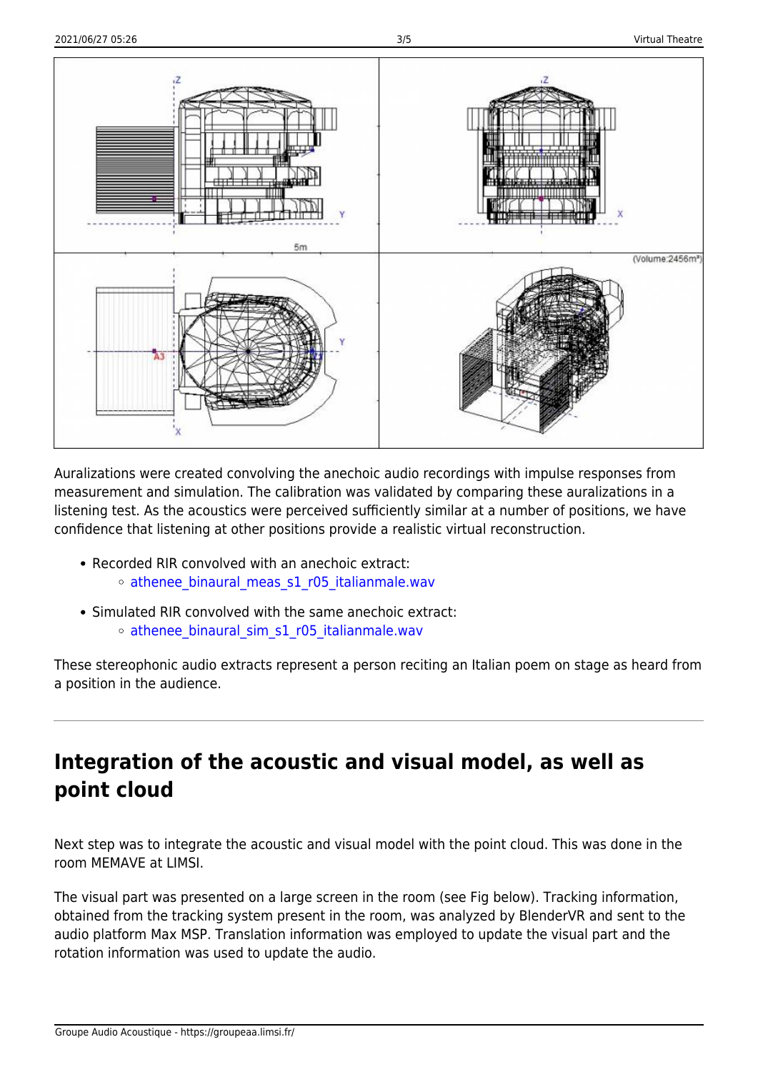Auralizations were created convolving the anechoic audio recordings with impulse responses from measurement and simulation. The calibration was validated by comparing these auralizations in a listening test. As the acoustics were perceived sufficiently similar at a number of positions, we have confidence that listening at other positions provide a realistic virtual reconstruction.

- Recorded RIR convolved with an anechoic extract:
  - athenee_binaural_meas_s1_r05_italianmale.wav
- Simulated RIR convolved with the same anechoic extract:
  - athenee_binaural_sim_s1_r05_italianmale.wav

These stereophonic audio extracts represent a person reciting an Italian poem on stage as heard from a position in the audience.

---

## Integration of the acoustic and visual model, as well as point cloud

Next step was to integrate the acoustic and visual model with the point cloud. This was done in the room MEMAVE at LIMSI.

The visual part was presented on a large screen in the room (see Fig below). Tracking information, obtained from the tracking system present in the room, was analyzed by BlenderVR and sent to the audio platform Max MSP. Translation information was employed to update the visual part and the rotation information was used to update the audio.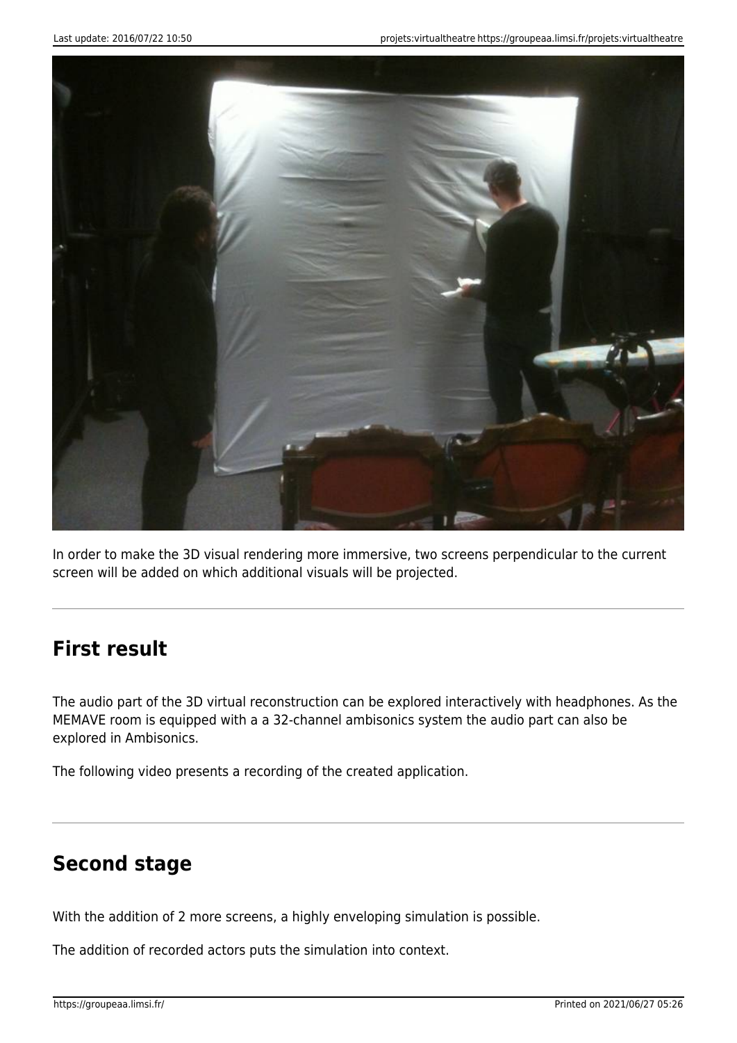In order to make the 3D visual rendering more immersive, two screens perpendicular to the current screen will be added on which additional visuals will be projected.

---

## First result

The audio part of the 3D virtual reconstruction can be explored interactively with headphones. As the MEMAVE room is equipped with a a 32-channel ambisonics system the audio part can also be explored in Ambisonics.

The following video presents a recording of the created application.

---

## Second stage

With the addition of 2 more screens, a highly enveloping simulation is possible.

The addition of recorded actors puts the simulation into context.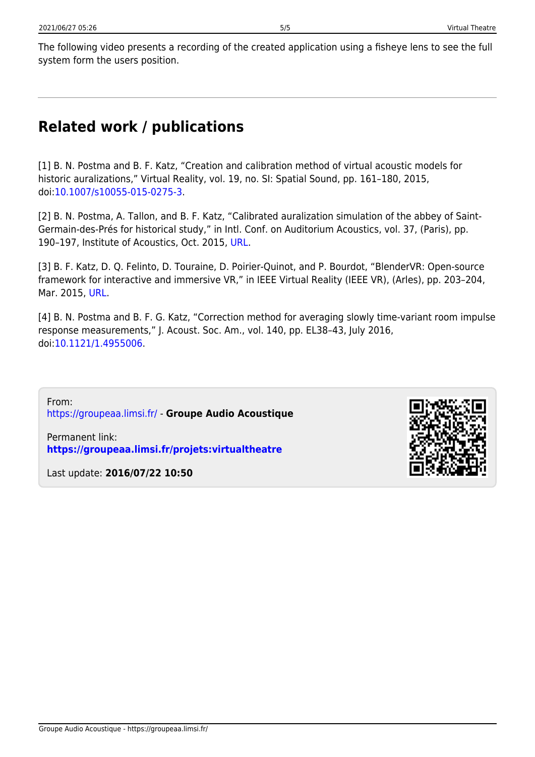The following video presents a recording of the created application using a fisheye lens to see the full system form the users position.

---

## Related work / publications

[1] B. N. Postma and B. F. Katz, “Creation and calibration method of virtual acoustic models for historic auralizations,” Virtual Reality, vol. 19, no. SI: Spatial Sound, pp. 161–180, 2015, doi:10.1007/s10055-015-0275-3.

[2] B. N. Postma, A. Tallon, and B. F. Katz, “Calibrated auralization simulation of the abbey of Saint-Germain-des-Prés for historical study,” in Intl. Conf. on Auditorium Acoustics, vol. 37, (Paris), pp. 190–197, Institute of Acoustics, Oct. 2015, URL.

[3] B. F. Katz, D. Q. Felinto, D. Touraine, D. Poirier-Quinot, and P. Bourdot, “BlenderVR: Open-source framework for interactive and immersive VR,” in IEEE Virtual Reality (IEEE VR), (Arles), pp. 203–204, Mar. 2015, URL.

[4] B. N. Postma and B. F. G. Katz, “Correction method for averaging slowly time-variant room impulse response measurements,” J. Acoust. Soc. Am., vol. 140, pp. EL38–43, July 2016, doi:10.1121/1.4955006.

From:
https://groupeaa.limsi.fr/ - **Groupe Audio Acoustique**

Permanent link:
**https://groupeaa.limsi.fr/projets:virtualtheatre**

Last update: **2016/07/22 10:50**